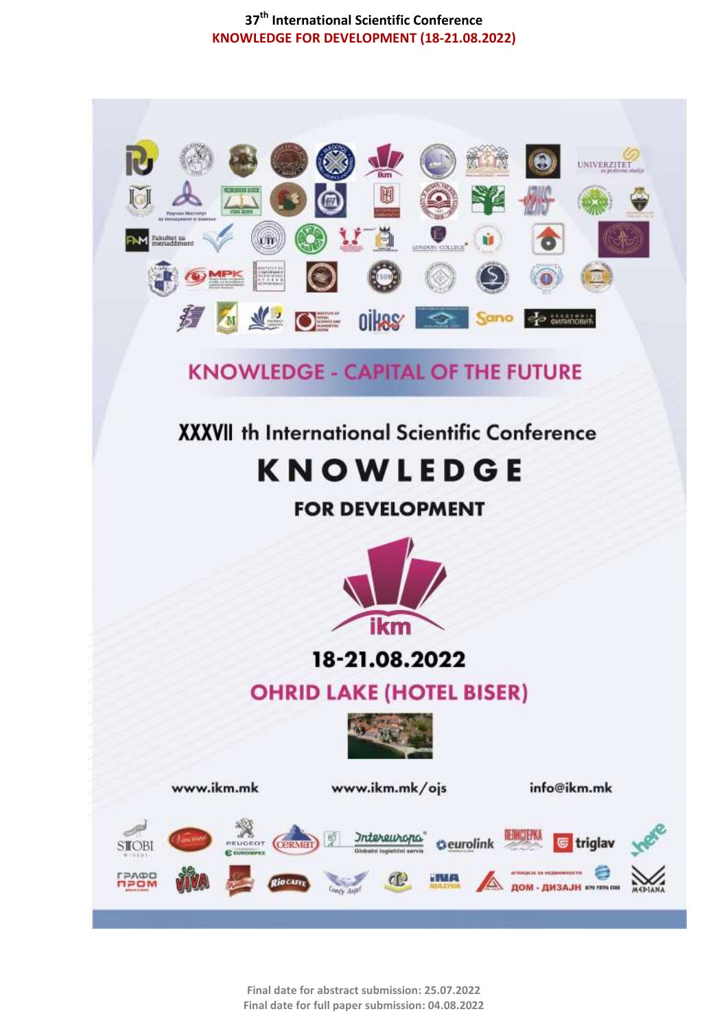# 37th International Scientific Conference

## KNOWLEDGE FOR DEVELOPMENT (18-21.08.2022)

KNOWLEDGE - CAPITAL OF THE FUTURE

XXXVII th International Scientific Conference

# KNOWLEDGE

## FOR DEVELOPMENT

ikm

18-21.08.2022

OHRID LAKE (HOTEL BISER)

www.ikm.mk www.ikm.mk/ojs info@ikm.mk

Final date for abstract submission: 25.07.2022

Final date for full paper submission: 04.08.2022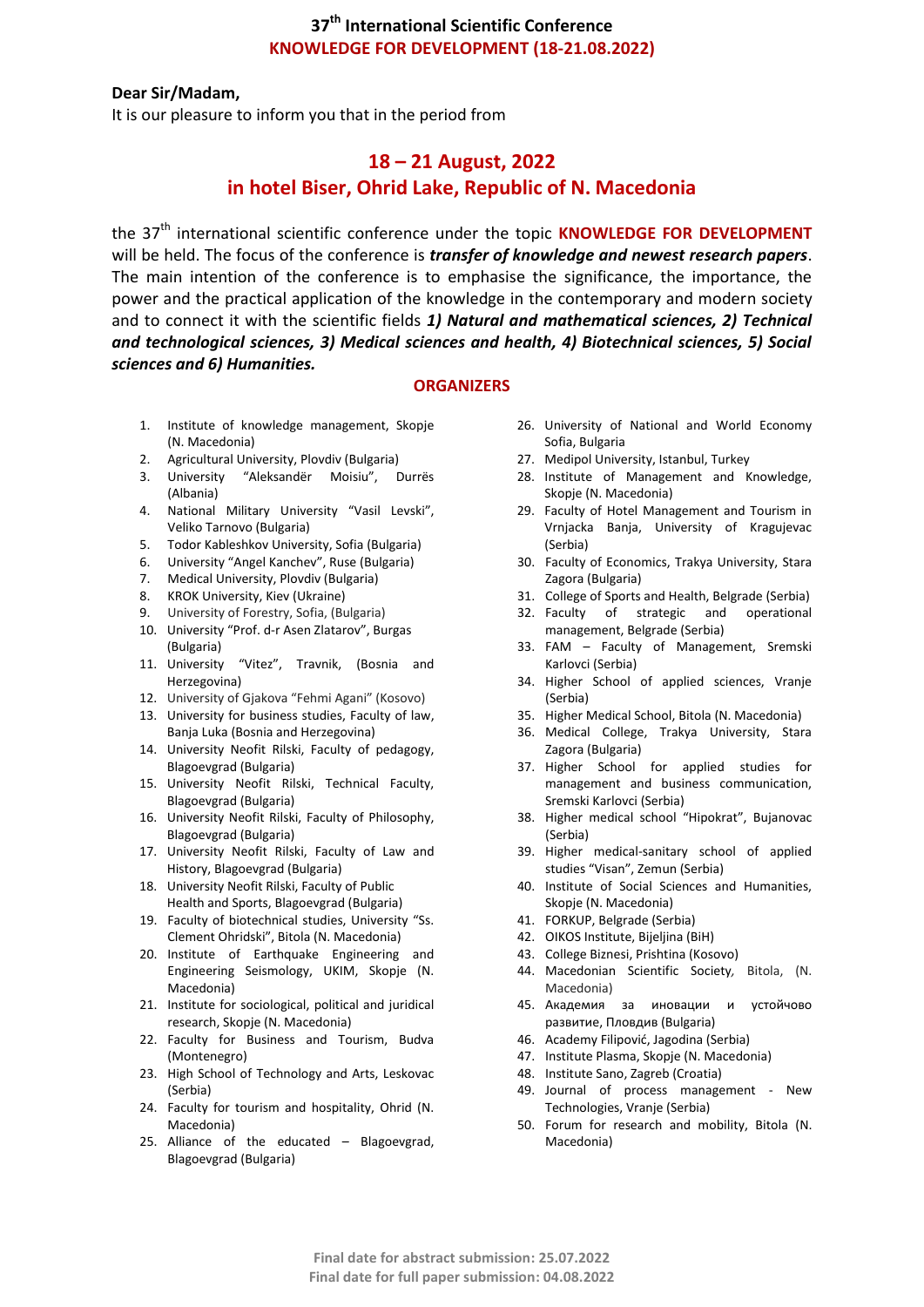# 37th International Scientific Conference
## KNOWLEDGE FOR DEVELOPMENT (18-21.08.2022)

**Dear Sir/Madam,**
It is our pleasure to inform you that in the period from

## 18 – 21 August, 2022
## in hotel Biser, Ohrid Lake, Republic of N. Macedonia

the 37th international scientific conference under the topic **KNOWLEDGE FOR DEVELOPMENT** will be held. The focus of the conference is ***transfer of knowledge and newest research papers***. The main intention of the conference is to emphasise the significance, the importance, the power and the practical application of the knowledge in the contemporary and modern society and to connect it with the scientific fields ***1) Natural and mathematical sciences, 2) Technical and technological sciences, 3) Medical sciences and health, 4) Biotechnical sciences, 5) Social sciences and 6) Humanities.***

### ORGANIZERS

1. Institute of knowledge management, Skopje (N. Macedonia)
2. Agricultural University, Plovdiv (Bulgaria)
3. University "Aleksandër Moisiu", Durrës (Albania)
4. National Military University "Vasil Levski", Veliko Tarnovo (Bulgaria)
5. Todor Kableshkov University, Sofia (Bulgaria)
6. University "Angel Kanchev", Ruse (Bulgaria)
7. Medical University, Plovdiv (Bulgaria)
8. KROK University, Kiev (Ukraine)
9. University of Forestry, Sofia, (Bulgaria)
10. University "Prof. d-r Asen Zlatarov", Burgas (Bulgaria)
11. University "Vitez", Travnik, (Bosnia and Herzegovina)
12. University of Gjakova "Fehmi Agani" (Kosovo)
13. University for business studies, Faculty of law, Banja Luka (Bosnia and Herzegovina)
14. University Neofit Rilski, Faculty of pedagogy, Blagoevgrad (Bulgaria)
15. University Neofit Rilski, Technical Faculty, Blagoevgrad (Bulgaria)
16. University Neofit Rilski, Faculty of Philosophy, Blagoevgrad (Bulgaria)
17. University Neofit Rilski, Faculty of Law and History, Blagoevgrad (Bulgaria)
18. University Neofit Rilski, Faculty of Public Health and Sports, Blagoevgrad (Bulgaria)
19. Faculty of biotechnical studies, University "Ss. Clement Ohridski", Bitola (N. Macedonia)
20. Institute of Earthquake Engineering and Engineering Seismology, UKIM, Skopje (N. Macedonia)
21. Institute for sociological, political and juridical research, Skopje (N. Macedonia)
22. Faculty for Business and Tourism, Budva (Montenegro)
23. High School of Technology and Arts, Leskovac (Serbia)
24. Faculty for tourism and hospitality, Ohrid (N. Macedonia)
25. Alliance of the educated – Blagoevgrad, Blagoevgrad (Bulgaria)
26. University of National and World Economy Sofia, Bulgaria
27. Medipol University, Istanbul, Turkey
28. Institute of Management and Knowledge, Skopje (N. Macedonia)
29. Faculty of Hotel Management and Tourism in Vrnjacka Banja, University of Kragujevac (Serbia)
30. Faculty of Economics, Trakya University, Stara Zagora (Bulgaria)
31. College of Sports and Health, Belgrade (Serbia)
32. Faculty of strategic and operational management, Belgrade (Serbia)
33. FAM – Faculty of Management, Sremski Karlovci (Serbia)
34. Higher School of applied sciences, Vranje (Serbia)
35. Higher Medical School, Bitola (N. Macedonia)
36. Medical College, Trakya University, Stara Zagora (Bulgaria)
37. Higher School for applied studies for management and business communication, Sremski Karlovci (Serbia)
38. Higher medical school "Hipokrat", Bujanovac (Serbia)
39. Higher medical-sanitary school of applied studies "Visan", Zemun (Serbia)
40. Institute of Social Sciences and Humanities, Skopje (N. Macedonia)
41. FORKUP, Belgrade (Serbia)
42. OIKOS Institute, Bijeljina (BiH)
43. College Biznesi, Prishtina (Kosovo)
44. Macedonian Scientific Society, Bitola, (N. Macedonia)
45. Академия за иновации и устойчово развитие, Пловдив (Bulgaria)
46. Academy Filipović, Jagodina (Serbia)
47. Institute Plasma, Skopje (N. Macedonia)
48. Institute Sano, Zagreb (Croatia)
49. Journal of process management - New Technologies, Vranje (Serbia)
50. Forum for research and mobility, Bitola (N. Macedonia)

**Final date for abstract submission: 25.07.2022**
**Final date for full paper submission: 04.08.2022**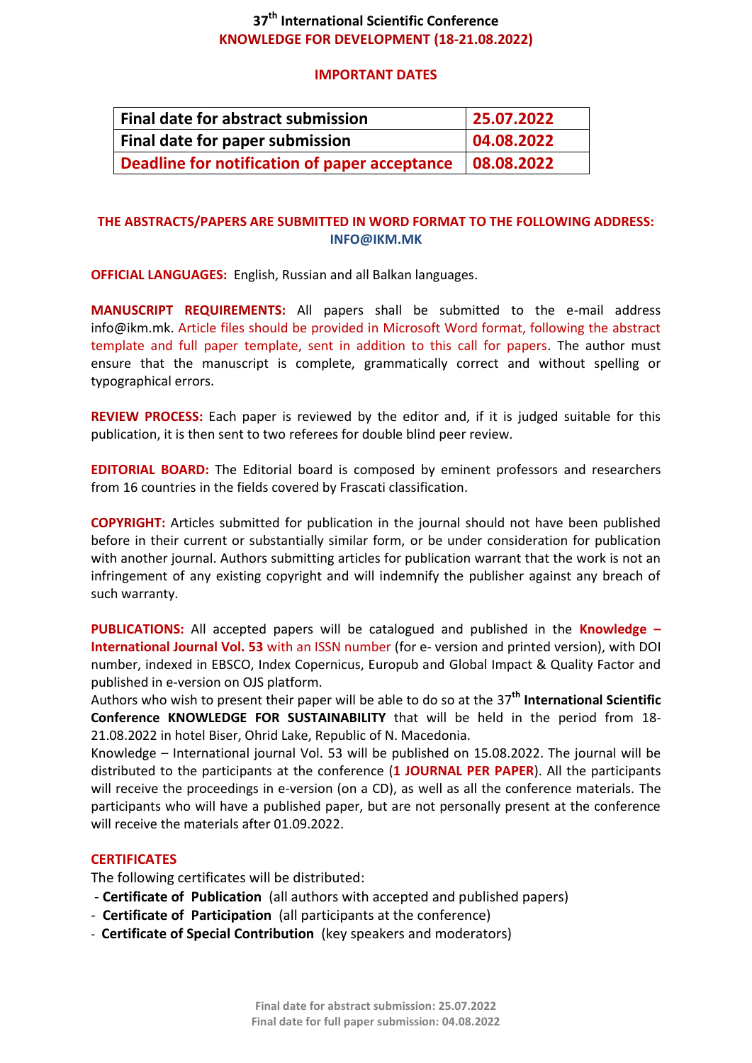# 37th International Scientific Conference
## KNOWLEDGE FOR DEVELOPMENT (18-21.08.2022)

### IMPORTANT DATES

| Final date for abstract submission | 25.07.2022 |
|---|---|
| Final date for paper submission | 04.08.2022 |
| Deadline for notification of paper acceptance | 08.08.2022 |

**THE ABSTRACTS/PAPERS ARE SUBMITTED IN WORD FORMAT TO THE FOLLOWING ADDRESS: INFO@IKM.MK**

**OFFICIAL LANGUAGES:** English, Russian and all Balkan languages.

**MANUSCRIPT REQUIREMENTS:** All papers shall be submitted to the e-mail address info@ikm.mk. Article files should be provided in Microsoft Word format, following the abstract template and full paper template, sent in addition to this call for papers. The author must ensure that the manuscript is complete, grammatically correct and without spelling or typographical errors.

**REVIEW PROCESS:** Each paper is reviewed by the editor and, if it is judged suitable for this publication, it is then sent to two referees for double blind peer review.

**EDITORIAL BOARD:** The Editorial board is composed by eminent professors and researchers from 16 countries in the fields covered by Frascati classification.

**COPYRIGHT:** Articles submitted for publication in the journal should not have been published before in their current or substantially similar form, or be under consideration for publication with another journal. Authors submitting articles for publication warrant that the work is not an infringement of any existing copyright and will indemnify the publisher against any breach of such warranty.

**PUBLICATIONS:** All accepted papers will be catalogued and published in the **Knowledge – International Journal Vol. 53** with an ISSN number (for e- version and printed version), with DOI number, indexed in EBSCO, Index Copernicus, Europub and Global Impact & Quality Factor and published in e-version on OJS platform.

Authors who wish to present their paper will be able to do so at the 37th **International Scientific Conference KNOWLEDGE FOR SUSTAINABILITY** that will be held in the period from 18-21.08.2022 in hotel Biser, Ohrid Lake, Republic of N. Macedonia.

Knowledge – International journal Vol. 53 will be published on 15.08.2022. The journal will be distributed to the participants at the conference (**1 JOURNAL PER PAPER**). All the participants will receive the proceedings in e-version (on a CD), as well as all the conference materials. The participants who will have a published paper, but are not personally present at the conference will receive the materials after 01.09.2022.

**CERTIFICATES**

The following certificates will be distributed:

- **Certificate of Publication** (all authors with accepted and published papers)
- **Certificate of Participation** (all participants at the conference)
- **Certificate of Special Contribution** (key speakers and moderators)

**Final date for abstract submission: 25.07.2022**
**Final date for full paper submission: 04.08.2022**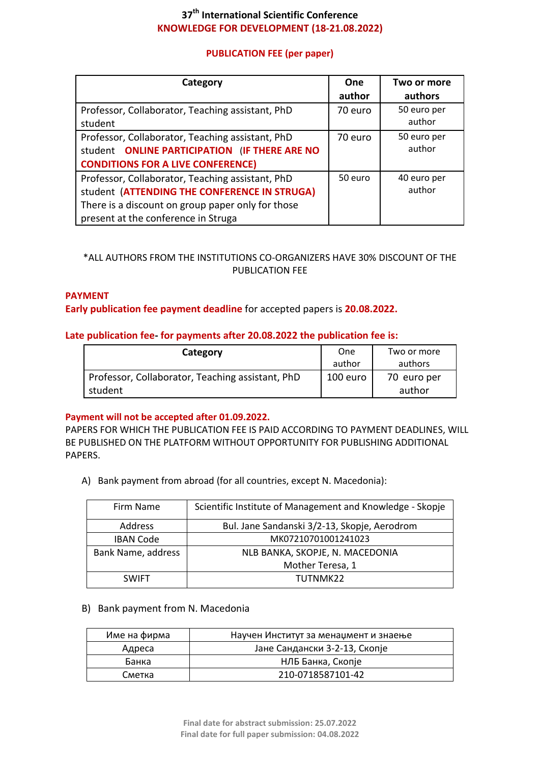# 37th International Scientific Conference

## KNOWLEDGE FOR DEVELOPMENT (18-21.08.2022)

### PUBLICATION FEE (per paper)

| Category | One author | Two or more authors |
|---|---|---|
| Professor, Collaborator, Teaching assistant, PhD student | 70 euro | 50 euro per author |
| Professor, Collaborator, Teaching assistant, PhD student **ONLINE PARTICIPATION (IF THERE ARE NO CONDITIONS FOR A LIVE CONFERENCE)** | 70 euro | 50 euro per author |
| Professor, Collaborator, Teaching assistant, PhD student **(ATTENDING THE CONFERENCE IN STRUGA)** There is a discount on group paper only for those present at the conference in Struga | 50 euro | 40 euro per author |

*ALL AUTHORS FROM THE INSTITUTIONS CO-ORGANIZERS HAVE 30% DISCOUNT OF THE PUBLICATION FEE

**PAYMENT**

**Early publication fee payment deadline** for accepted papers is **20.08.2022.**

**Late publication fee- for payments after 20.08.2022 the publication fee is:**

| Category | One author | Two or more authors |
|---|---|---|
| Professor, Collaborator, Teaching assistant, PhD student | 100 euro | 70 euro per author |

**Payment will not be accepted after 01.09.2022.**

PAPERS FOR WHICH THE PUBLICATION FEE IS PAID ACCORDING TO PAYMENT DEADLINES, WILL BE PUBLISHED ON THE PLATFORM WITHOUT OPPORTUNITY FOR PUBLISHING ADDITIONAL PAPERS.

A) Bank payment from abroad (for all countries, except N. Macedonia):

| Firm Name | Scientific Institute of Management and Knowledge - Skopje |
|---|---|
| Address | Bul. Jane Sandanski 3/2-13, Skopje, Aerodrom |
| IBAN Code | MK07210701001241023 |
| Bank Name, address | NLB BANKA, SKOPJE, N. MACEDONIA Mother Teresa, 1 |
| SWIFT | TUTNMK22 |

B) Bank payment from N. Macedonia

| Име на фирма | Научен Институт за менаџмент и знаење |
|---|---|
| Адреса | Јане Сандански 3-2-13, Скопје |
| Банка | НЛБ Банка, Скопје |
| Сметка | 210-0718587101-42 |

**Final date for abstract submission: 25.07.2022**
**Final date for full paper submission: 04.08.2022**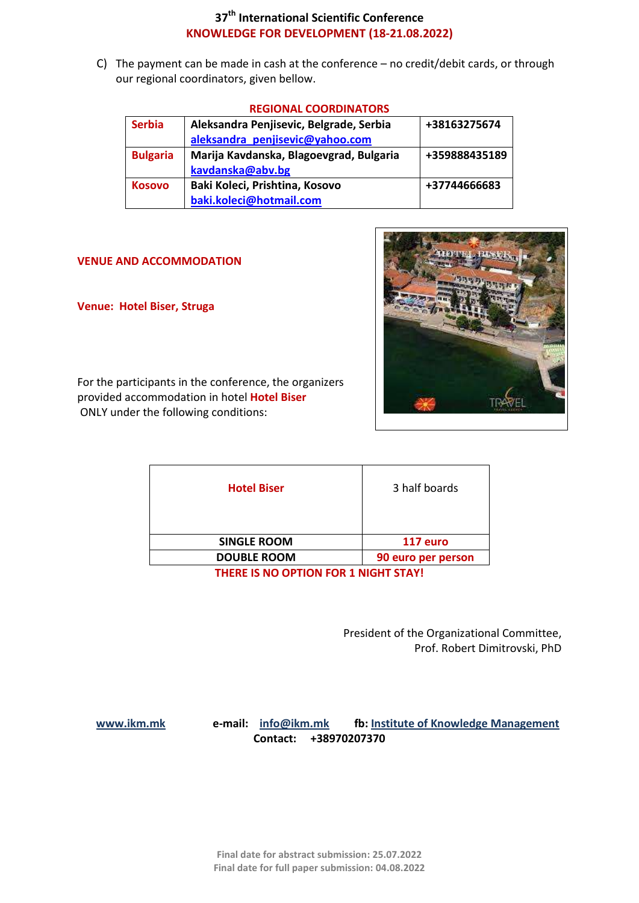C) The payment can be made in cash at the conference – no credit/debit cards, or through our regional coordinators, given bellow.

**REGIONAL COORDINATORS**

| | | |
|---|---|---|
| **Serbia** | **Aleksandra Penjisevic, Belgrade, Serbia** aleksandra_penjisevic@yahoo.com | **+38163275674** |
| **Bulgaria** | **Marija Kavdanska, Blagoevgrad, Bulgaria** kavdanska@abv.bg | **+359888435189** |
| **Kosovo** | **Baki Koleci, Prishtina, Kosovo** baki.koleci@hotmail.com | **+37744666683** |

## VENUE AND ACCOMMODATION

**Venue: Hotel Biser, Struga**

For the participants in the conference, the organizers provided accommodation in hotel **Hotel Biser** ONLY under the following conditions:

| **Hotel Biser** | 3 half boards |
|---|---|
| **SINGLE ROOM** | **117 euro** |
| **DOUBLE ROOM** | **90 euro per person** |

**THERE IS NO OPTION FOR 1 NIGHT STAY!**

President of the Organizational Committee,
Prof. Robert Dimitrovski, PhD

www.ikm.mk **e-mail:** info@ikm.mk **fb:** Institute of Knowledge Management
**Contact: +38970207370**

**Final date for abstract submission: 25.07.2022**
**Final date for full paper submission: 04.08.2022**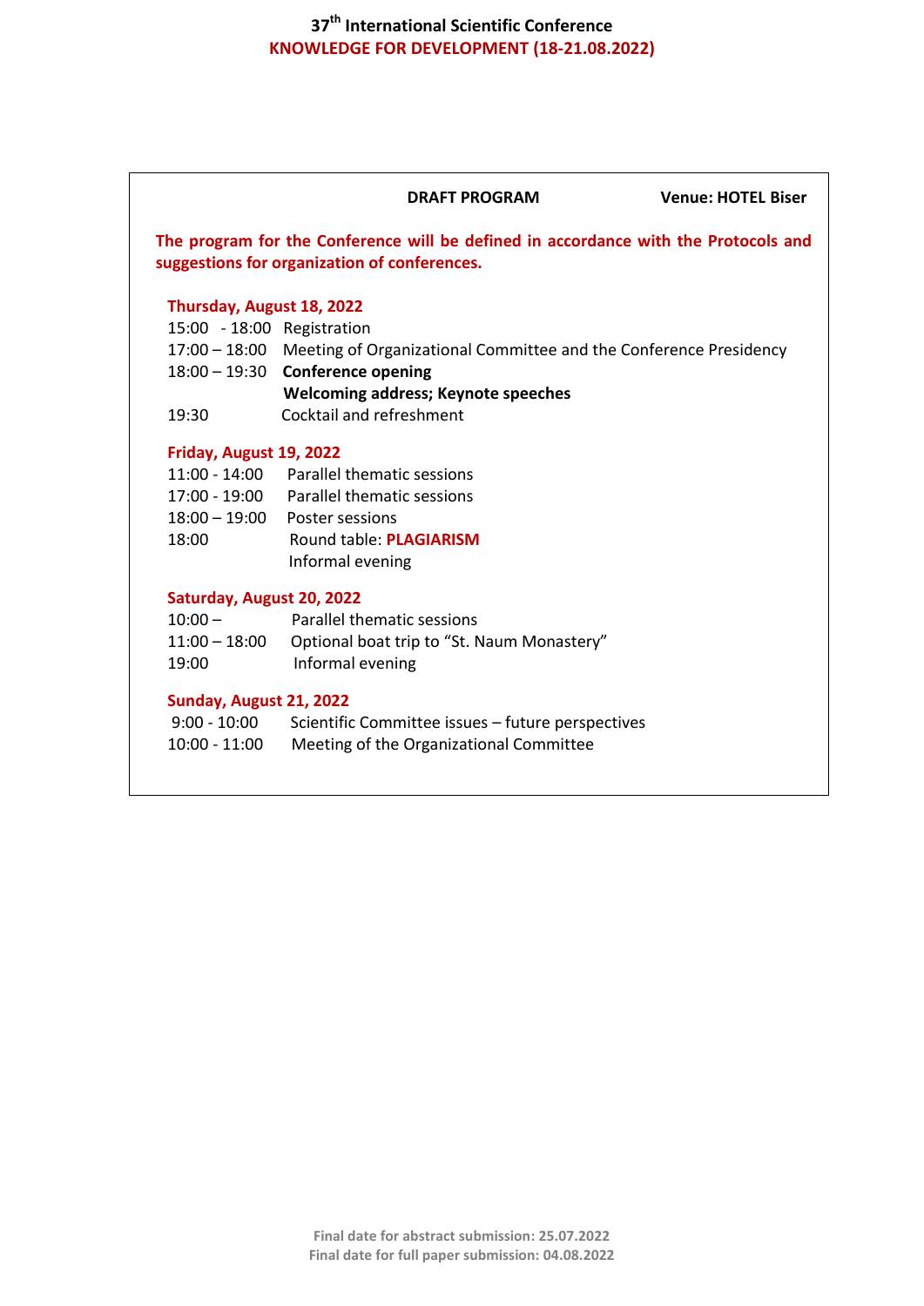**37th International Scientific Conference**

**KNOWLEDGE FOR DEVELOPMENT (18-21.08.2022)**

**DRAFT PROGRAM** **Venue: HOTEL Biser**

**The program for the Conference will be defined in accordance with the Protocols and suggestions for organization of conferences.**

**Thursday, August 18, 2022**

| | |
|---|---|
| 15:00 - 18:00 | Registration |
| 17:00 – 18:00 | Meeting of Organizational Committee and the Conference Presidency |
| 18:00 – 19:30 | **Conference opening** |
| | **Welcoming address; Keynote speeches** |
| 19:30 | Cocktail and refreshment |

**Friday, August 19, 2022**

| | |
|---|---|
| 11:00 - 14:00 | Parallel thematic sessions |
| 17:00 - 19:00 | Parallel thematic sessions |
| 18:00 – 19:00 | Poster sessions |
| 18:00 | Round table: **PLAGIARISM** |
| | Informal evening |

**Saturday, August 20, 2022**

| | |
|---|---|
| 10:00 – | Parallel thematic sessions |
| 11:00 – 18:00 | Optional boat trip to "St. Naum Monastery" |
| 19:00 | Informal evening |

**Sunday, August 21, 2022**

| | |
|---|---|
| 9:00 - 10:00 | Scientific Committee issues – future perspectives |
| 10:00 - 11:00 | Meeting of the Organizational Committee |

**Final date for abstract submission: 25.07.2022**

**Final date for full paper submission: 04.08.2022**